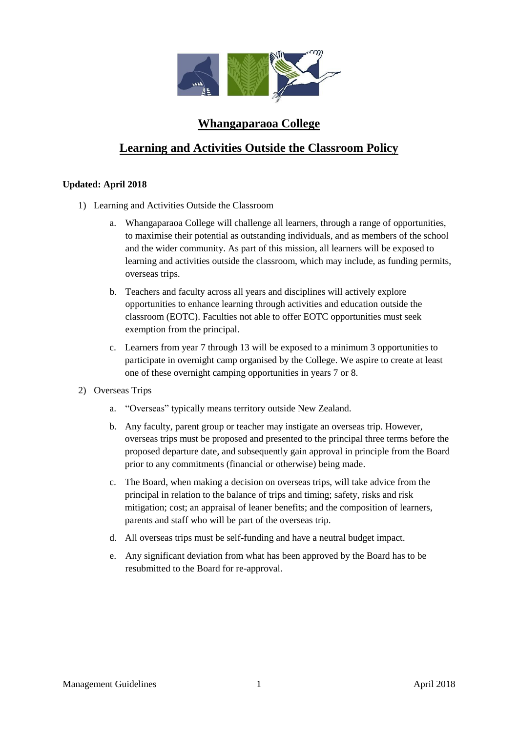# Whangaparaoa College

## Learning and Activities Outside the Classroom Policy

**Updated: April 2018**

1) Learning and Activities Outside the Classroom

    a. Whangaparaoa College will challenge all learners, through a range of opportunities, to maximise their potential as outstanding individuals, and as members of the school and the wider community. As part of this mission, all learners will be exposed to learning and activities outside the classroom, which may include, as funding permits, overseas trips.

    b. Teachers and faculty across all years and disciplines will actively explore opportunities to enhance learning through activities and education outside the classroom (EOTC). Faculties not able to offer EOTC opportunities must seek exemption from the principal.

    c. Learners from year 7 through 13 will be exposed to a minimum 3 opportunities to participate in overnight camp organised by the College. We aspire to create at least one of these overnight camping opportunities in years 7 or 8.

2) Overseas Trips

    a. "Overseas" typically means territory outside New Zealand.

    b. Any faculty, parent group or teacher may instigate an overseas trip. However, overseas trips must be proposed and presented to the principal three terms before the proposed departure date, and subsequently gain approval in principle from the Board prior to any commitments (financial or otherwise) being made.

    c. The Board, when making a decision on overseas trips, will take advice from the principal in relation to the balance of trips and timing; safety, risks and risk mitigation; cost; an appraisal of leaner benefits; and the composition of learners, parents and staff who will be part of the overseas trip.

    d. All overseas trips must be self-funding and have a neutral budget impact.

    e. Any significant deviation from what has been approved by the Board has to be resubmitted to the Board for re-approval.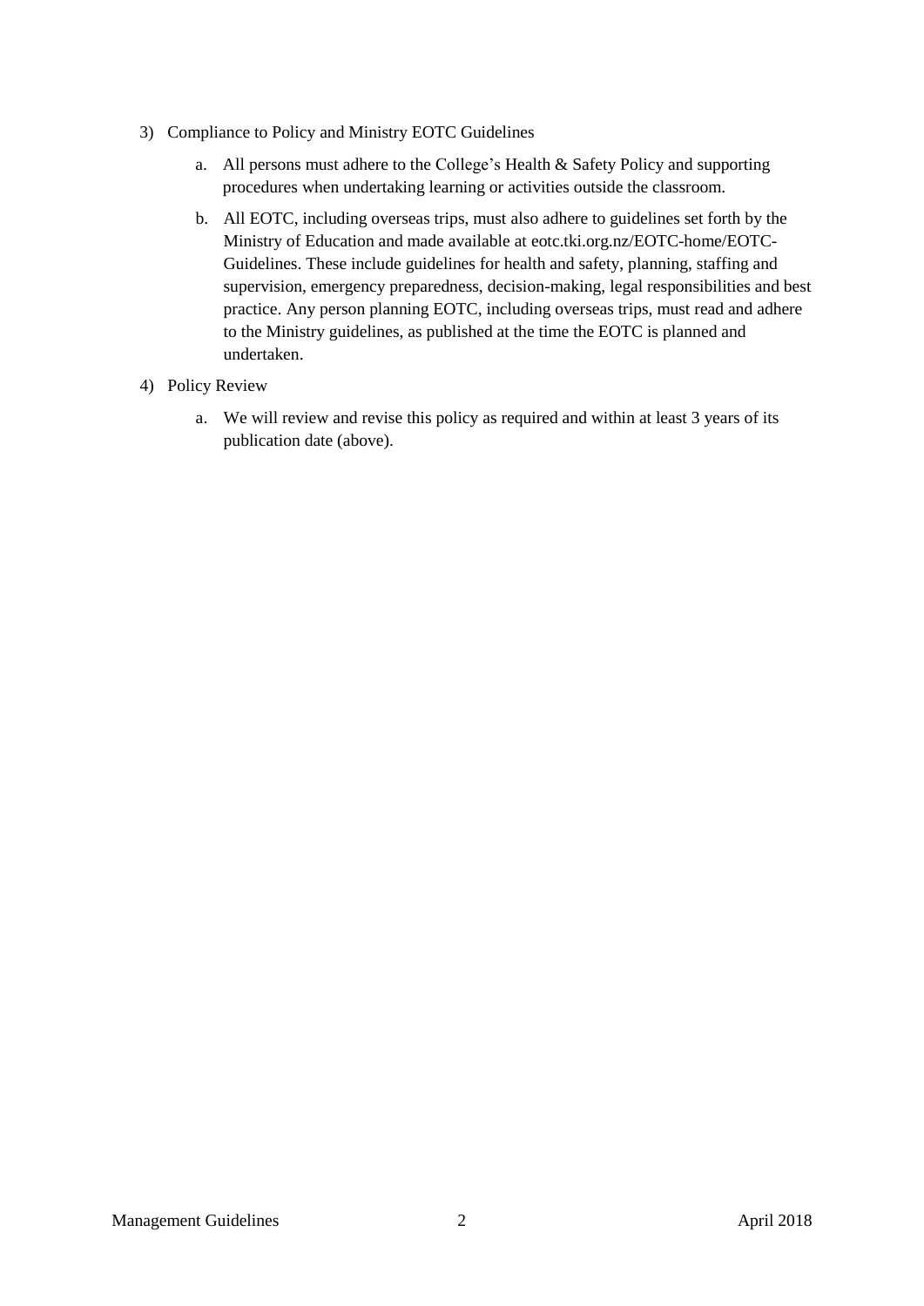3) Compliance to Policy and Ministry EOTC Guidelines

    a. All persons must adhere to the College's Health & Safety Policy and supporting procedures when undertaking learning or activities outside the classroom.

    b. All EOTC, including overseas trips, must also adhere to guidelines set forth by the Ministry of Education and made available at eotc.tki.org.nz/EOTC-home/EOTC-Guidelines. These include guidelines for health and safety, planning, staffing and supervision, emergency preparedness, decision-making, legal responsibilities and best practice. Any person planning EOTC, including overseas trips, must read and adhere to the Ministry guidelines, as published at the time the EOTC is planned and undertaken.

4) Policy Review

    a. We will review and revise this policy as required and within at least 3 years of its publication date (above).